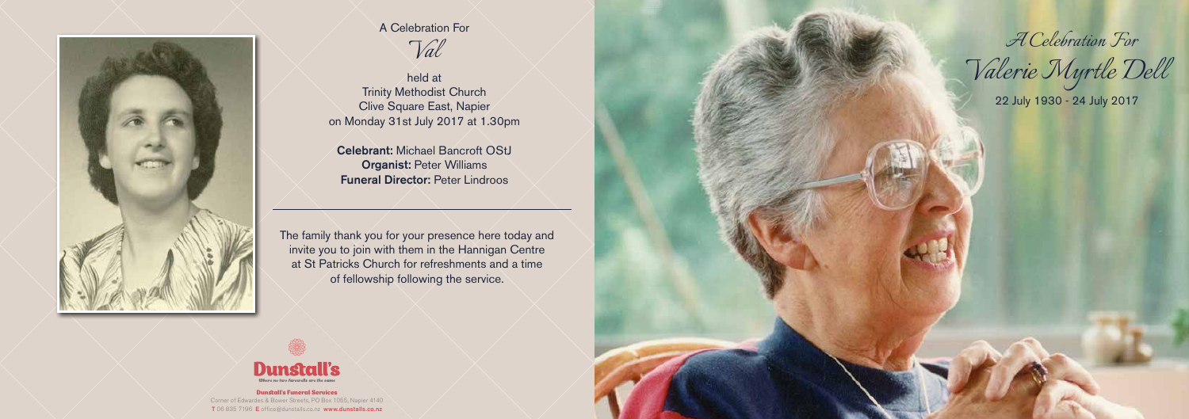A Celebration For

*Val*

held at
Trinity Methodist Church
Clive Square East, Napier
on Monday 31st July 2017 at 1.30pm

**Celebrant:** Michael Bancroft OStJ
**Organist:** Peter Williams
**Funeral Director:** Peter Lindroos

---

The family thank you for your presence here today and invite you to join with them in the Hannigan Centre at St Patricks Church for refreshments and a time of fellowship following the service.

**Dunstall's**
*Where no two farewells are the same*

**Dunstall's Funeral Services**
Corner of Edwardes & Bower Streets, PO Box 1055, Napier 4140
**T** 06 835 7196 **E** office@dunstalls.co.nz **www.dunstalls.co.nz**

*A Celebration For*

# *Valerie Myrtle Dell*

22 July 1930 - 24 July 2017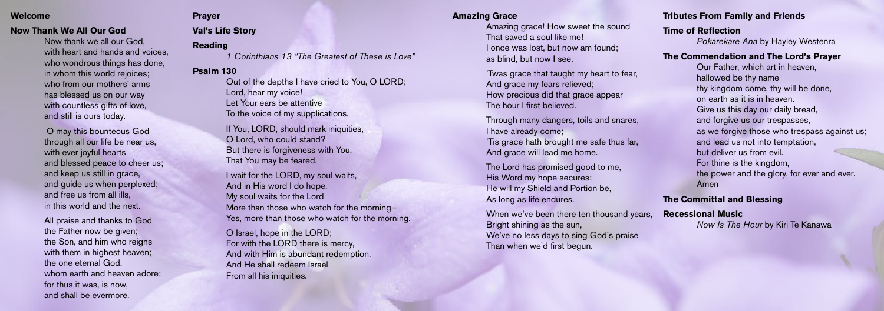**Welcome**

**Now Thank We All Our God**

Now thank we all our God,
with heart and hands and voices,
who wondrous things has done,
in whom this world rejoices;
who from our mothers' arms
has blessed us on our way
with countless gifts of love,
and still is ours today.

O may this bounteous God
through all our life be near us,
with ever joyful hearts
and blessed peace to cheer us;
and keep us still in grace,
and guide us when perplexed;
and free us from all ills,
in this world and the next.

All praise and thanks to God
the Father now be given;
the Son, and him who reigns
with them in highest heaven;
the one eternal God,
whom earth and heaven adore;
for thus it was, is now,
and shall be evermore.

**Prayer**

**Val's Life Story**

**Reading**

*1 Corinthians 13 "The Greatest of These is Love"*

**Psalm 130**

Out of the depths I have cried to You, O LORD;
Lord, hear my voice!
Let Your ears be attentive
To the voice of my supplications.

If You, LORD, should mark iniquities,
O Lord, who could stand?
But there is forgiveness with You,
That You may be feared.

I wait for the LORD, my soul waits,
And in His word I do hope.
My soul waits for the Lord
More than those who watch for the morning–
Yes, more than those who watch for the morning.

O Israel, hope in the LORD;
For with the LORD there is mercy,
And with Him is abundant redemption.
And He shall redeem Israel
From all his iniquities.

**Amazing Grace**

Amazing grace! How sweet the sound
That saved a soul like me!
I once was lost, but now am found;
as blind, but now I see.

'Twas grace that taught my heart to fear,
And grace my fears relieved;
How precious did that grace appear
The hour I first believed.

Through many dangers, toils and snares,
I have already come;
'Tis grace hath brought me safe thus far,
And grace will lead me home.

The Lord has promised good to me,
His Word my hope secures;
He will my Shield and Portion be,
As long as life endures.

When we've been there ten thousand years,
Bright shining as the sun,
We've no less days to sing God's praise
Than when we'd first begun.

**Tributes From Family and Friends**

**Time of Reflection**

*Pokarekare Ana* by Hayley Westenra

**The Commendation and The Lord's Prayer**

Our Father, which art in heaven,
hallowed be thy name
thy kingdom come, thy will be done,
on earth as it is in heaven.
Give us this day our daily bread,
and forgive us our trespasses,
as we forgive those who trespass against us;
and lead us not into temptation,
but deliver us from evil.
For thine is the kingdom,
the power and the glory, for ever and ever.
Amen

**The Committal and Blessing**

**Recessional Music**

*Now Is The Hour* by Kiri Te Kanawa